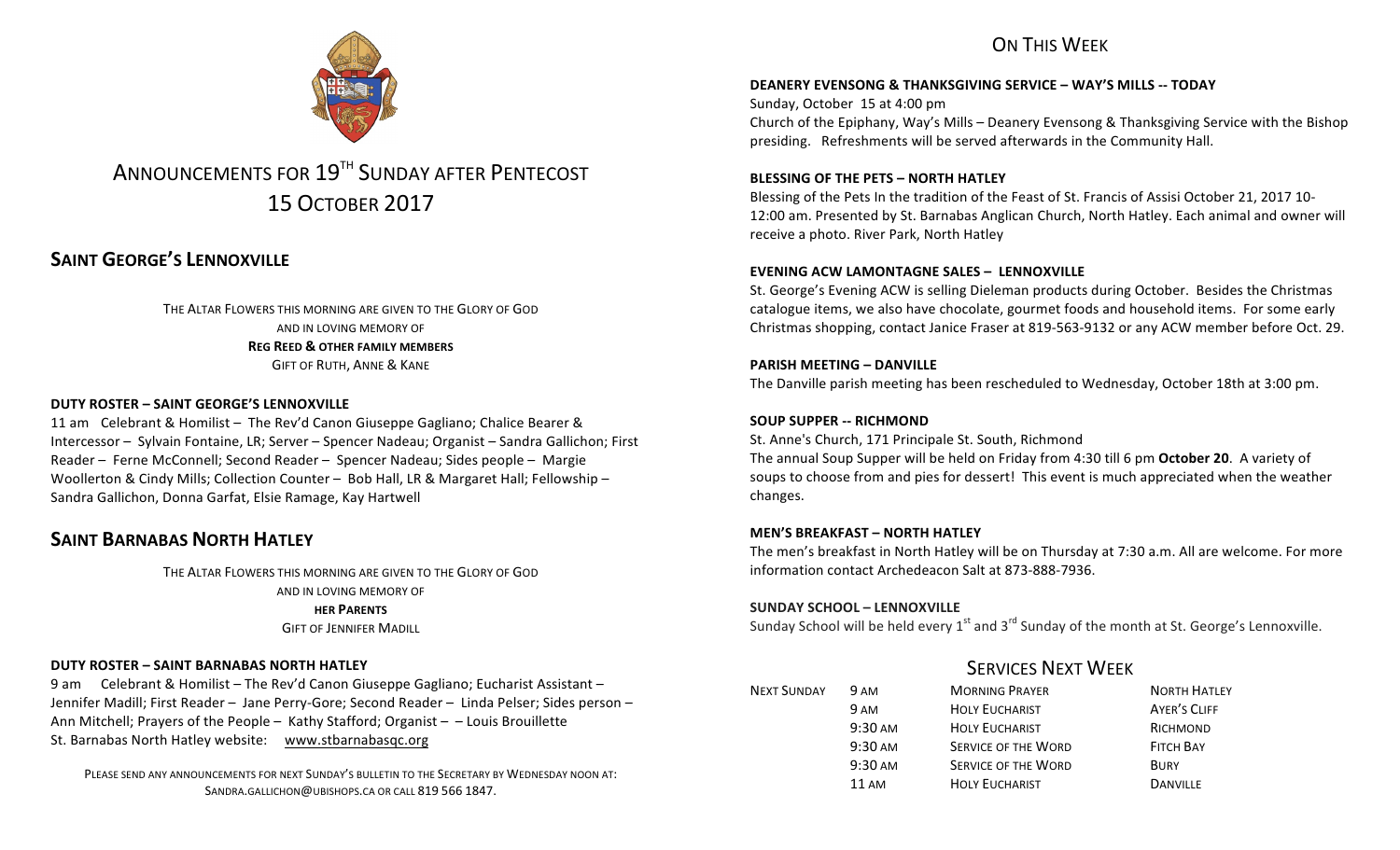# ANNOUNCEMENTS FOR 19TH SUNDAY AFTER PENTECOST
# 15 OCTOBER 2017

## SAINT GEORGE'S LENNOXVILLE

THE ALTAR FLOWERS THIS MORNING ARE GIVEN TO THE GLORY OF GOD
AND IN LOVING MEMORY OF
**REG REED & OTHER FAMILY MEMBERS**
GIFT OF RUTH, ANNE & KANE

### DUTY ROSTER – SAINT GEORGE'S LENNOXVILLE

11 am Celebrant & Homilist – The Rev'd Canon Giuseppe Gagliano; Chalice Bearer & Intercessor – Sylvain Fontaine, LR; Server – Spencer Nadeau; Organist – Sandra Gallichon; First Reader – Ferne McConnell; Second Reader – Spencer Nadeau; Sides people – Margie Woollerton & Cindy Mills; Collection Counter – Bob Hall, LR & Margaret Hall; Fellowship – Sandra Gallichon, Donna Garfat, Elsie Ramage, Kay Hartwell

## SAINT BARNABAS NORTH HATLEY

THE ALTAR FLOWERS THIS MORNING ARE GIVEN TO THE GLORY OF GOD
AND IN LOVING MEMORY OF
**HER PARENTS**
GIFT OF JENNIFER MADILL

### DUTY ROSTER – SAINT BARNABAS NORTH HATLEY

9 am Celebrant & Homilist – The Rev'd Canon Giuseppe Gagliano; Eucharist Assistant – Jennifer Madill; First Reader – Jane Perry-Gore; Second Reader – Linda Pelser; Sides person – Ann Mitchell; Prayers of the People – Kathy Stafford; Organist – – Louis Brouillette
St. Barnabas North Hatley website: www.stbarnabasqc.org

PLEASE SEND ANY ANNOUNCEMENTS FOR NEXT SUNDAY'S BULLETIN TO THE SECRETARY BY WEDNESDAY NOON AT: SANDRA.GALLICHON@UBISHOPS.CA OR CALL 819 566 1847.

## ON THIS WEEK

### DEANERY EVENSONG & THANKSGIVING SERVICE – WAY'S MILLS -- TODAY

Sunday, October 15 at 4:00 pm
Church of the Epiphany, Way's Mills – Deanery Evensong & Thanksgiving Service with the Bishop presiding. Refreshments will be served afterwards in the Community Hall.

### BLESSING OF THE PETS – NORTH HATLEY

Blessing of the Pets In the tradition of the Feast of St. Francis of Assisi October 21, 2017 10-12:00 am. Presented by St. Barnabas Anglican Church, North Hatley. Each animal and owner will receive a photo. River Park, North Hatley

### EVENING ACW LAMONTAGNE SALES – LENNOXVILLE

St. George's Evening ACW is selling Dieleman products during October. Besides the Christmas catalogue items, we also have chocolate, gourmet foods and household items. For some early Christmas shopping, contact Janice Fraser at 819-563-9132 or any ACW member before Oct. 29.

### PARISH MEETING – DANVILLE

The Danville parish meeting has been rescheduled to Wednesday, October 18th at 3:00 pm.

### SOUP SUPPER -- RICHMOND

St. Anne's Church, 171 Principale St. South, Richmond
The annual Soup Supper will be held on Friday from 4:30 till 6 pm **October 20**. A variety of soups to choose from and pies for dessert! This event is much appreciated when the weather changes.

### MEN'S BREAKFAST – NORTH HATLEY

The men's breakfast in North Hatley will be on Thursday at 7:30 a.m. All are welcome. For more information contact Archedeacon Salt at 873-888-7936.

### SUNDAY SCHOOL – LENNOXVILLE

Sunday School will be held every 1st and 3rd Sunday of the month at St. George's Lennoxville.

## SERVICES NEXT WEEK

| | | | |
|---|---|---|---|
| NEXT SUNDAY | 9 AM | MORNING PRAYER | NORTH HATLEY |
| | 9 AM | HOLY EUCHARIST | AYER'S CLIFF |
| | 9:30 AM | HOLY EUCHARIST | RICHMOND |
| | 9:30 AM | SERVICE OF THE WORD | FITCH BAY |
| | 9:30 AM | SERVICE OF THE WORD | BURY |
| | 11 AM | HOLY EUCHARIST | DANVILLE |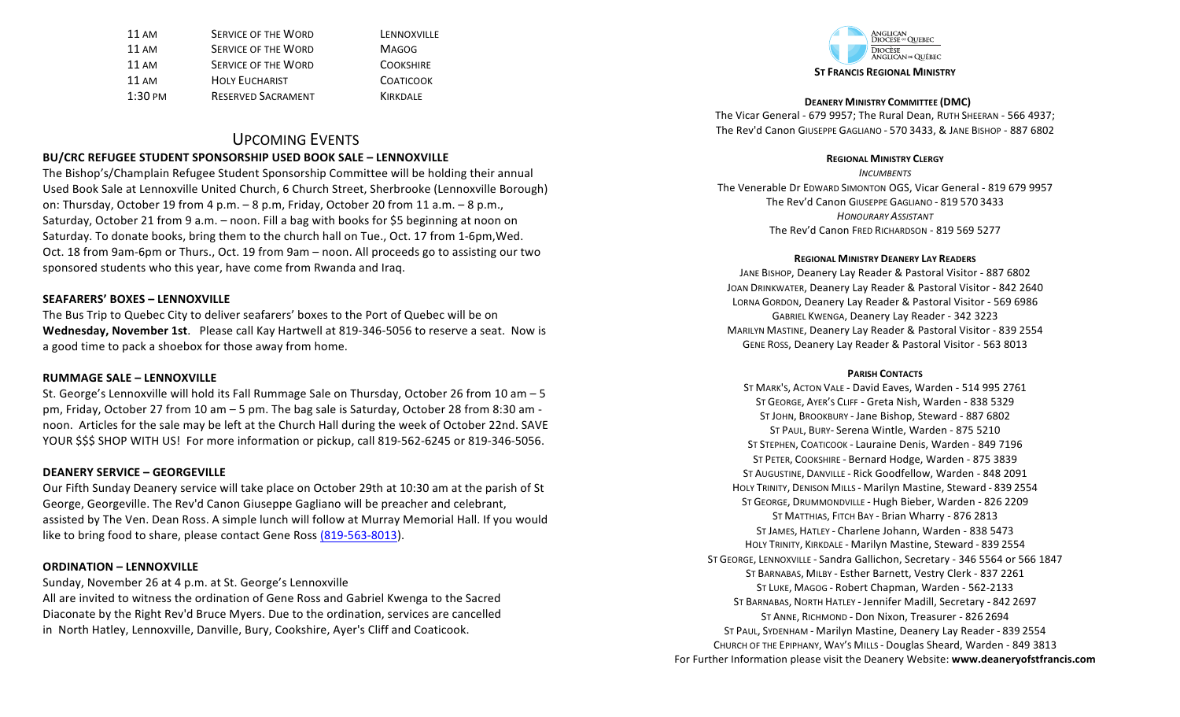| | | |
|---|---|---|
| 11 AM | SERVICE OF THE WORD | LENNOXVILLE |
| 11 AM | SERVICE OF THE WORD | MAGOG |
| 11 AM | SERVICE OF THE WORD | COOKSHIRE |
| 11 AM | HOLY EUCHARIST | COATICOOK |
| 1:30 PM | RESERVED SACRAMENT | KIRKDALE |

## UPCOMING EVENTS

**BU/CRC REFUGEE STUDENT SPONSORSHIP USED BOOK SALE – LENNOXVILLE**

The Bishop's/Champlain Refugee Student Sponsorship Committee will be holding their annual Used Book Sale at Lennoxville United Church, 6 Church Street, Sherbrooke (Lennoxville Borough) on: Thursday, October 19 from 4 p.m. – 8 p.m, Friday, October 20 from 11 a.m. – 8 p.m., Saturday, October 21 from 9 a.m. – noon. Fill a bag with books for $5 beginning at noon on Saturday. To donate books, bring them to the church hall on Tue., Oct. 17 from 1-6pm,Wed. Oct. 18 from 9am-6pm or Thurs., Oct. 19 from 9am – noon. All proceeds go to assisting our two sponsored students who this year, have come from Rwanda and Iraq.

**SEAFARERS' BOXES – LENNOXVILLE**

The Bus Trip to Quebec City to deliver seafarers' boxes to the Port of Quebec will be on **Wednesday, November 1st**. Please call Kay Hartwell at 819-346-5056 to reserve a seat. Now is a good time to pack a shoebox for those away from home.

**RUMMAGE SALE – LENNOXVILLE**

St. George's Lennoxville will hold its Fall Rummage Sale on Thursday, October 26 from 10 am – 5 pm, Friday, October 27 from 10 am – 5 pm. The bag sale is Saturday, October 28 from 8:30 am - noon. Articles for the sale may be left at the Church Hall during the week of October 22nd. SAVE YOUR $$$ SHOP WITH US! For more information or pickup, call 819-562-6245 or 819-346-5056.

**DEANERY SERVICE – GEORGEVILLE**

Our Fifth Sunday Deanery service will take place on October 29th at 10:30 am at the parish of St George, Georgeville. The Rev'd Canon Giuseppe Gagliano will be preacher and celebrant, assisted by The Ven. Dean Ross. A simple lunch will follow at Murray Memorial Hall. If you would like to bring food to share, please contact Gene Ross (819-563-8013).

**ORDINATION – LENNOXVILLE**

Sunday, November 26 at 4 p.m. at St. George's Lennoxville

All are invited to witness the ordination of Gene Ross and Gabriel Kwenga to the Sacred Diaconate by the Right Rev'd Bruce Myers. Due to the ordination, services are cancelled in North Hatley, Lennoxville, Danville, Bury, Cookshire, Ayer's Cliff and Coaticook.

ANGLICAN DIOCESE OF QUEBEC
DIOCÈSE ANGLICAN DE QUÉBEC

**ST FRANCIS REGIONAL MINISTRY**

**DEANERY MINISTRY COMMITTEE (DMC)**

The Vicar General - 679 9957; The Rural Dean, RUTH SHEERAN - 566 4937; The Rev'd Canon GIUSEPPE GAGLIANO - 570 3433, & JANE BISHOP - 887 6802

**REGIONAL MINISTRY CLERGY**

*INCUMBENTS*

The Venerable Dr EDWARD SIMONTON OGS, Vicar General - 819 679 9957
The Rev'd Canon GIUSEPPE GAGLIANO - 819 570 3433

*HONOURARY ASSISTANT*

The Rev'd Canon FRED RICHARDSON - 819 569 5277

**REGIONAL MINISTRY DEANERY LAY READERS**

JANE BISHOP, Deanery Lay Reader & Pastoral Visitor - 887 6802
JOAN DRINKWATER, Deanery Lay Reader & Pastoral Visitor - 842 2640
LORNA GORDON, Deanery Lay Reader & Pastoral Visitor - 569 6986
GABRIEL KWENGA, Deanery Lay Reader - 342 3223
MARILYN MASTINE, Deanery Lay Reader & Pastoral Visitor - 839 2554
GENE ROSS, Deanery Lay Reader & Pastoral Visitor - 563 8013

**PARISH CONTACTS**

ST MARK'S, ACTON VALE - David Eaves, Warden - 514 995 2761
ST GEORGE, AYER'S CLIFF - Greta Nish, Warden - 838 5329
ST JOHN, BROOKBURY - Jane Bishop, Steward - 887 6802
ST PAUL, BURY- Serena Wintle, Warden - 875 5210
ST STEPHEN, COATICOOK - Lauraine Denis, Warden - 849 7196
ST PETER, COOKSHIRE - Bernard Hodge, Warden - 875 3839
ST AUGUSTINE, DANVILLE - Rick Goodfellow, Warden - 848 2091
HOLY TRINITY, DENISON MILLS - Marilyn Mastine, Steward - 839 2554
ST GEORGE, DRUMMONDVILLE - Hugh Bieber, Warden - 826 2209
ST MATTHIAS, FITCH BAY - Brian Wharry - 876 2813
ST JAMES, HATLEY - Charlene Johann, Warden - 838 5473
HOLY TRINITY, KIRKDALE - Marilyn Mastine, Steward - 839 2554
ST GEORGE, LENNOXVILLE - Sandra Gallichon, Secretary - 346 5564 or 566 1847
ST BARNABAS, MILBY - Esther Barnett, Vestry Clerk - 837 2261
ST LUKE, MAGOG - Robert Chapman, Warden - 562-2133
ST BARNABAS, NORTH HATLEY - Jennifer Madill, Secretary - 842 2697
ST ANNE, RICHMOND - Don Nixon, Treasurer - 826 2694
ST PAUL, SYDENHAM - Marilyn Mastine, Deanery Lay Reader - 839 2554
CHURCH OF THE EPIPHANY, WAY'S MILLS - Douglas Sheard, Warden - 849 3813

For Further Information please visit the Deanery Website: **www.deaneryofstfrancis.com**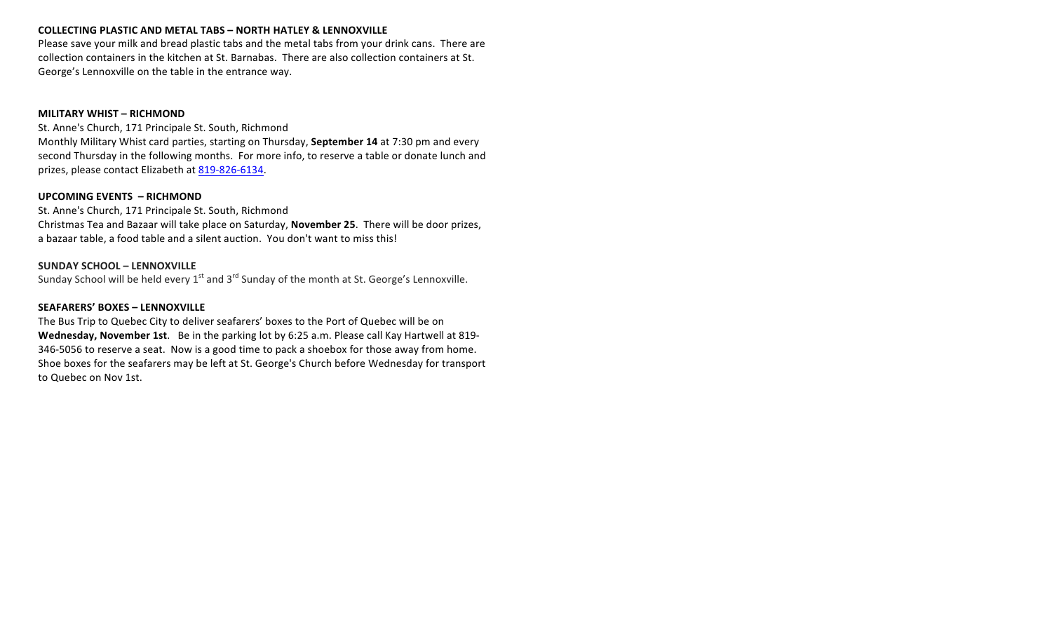**COLLECTING PLASTIC AND METAL TABS – NORTH HATLEY & LENNOXVILLE**

Please save your milk and bread plastic tabs and the metal tabs from your drink cans. There are collection containers in the kitchen at St. Barnabas. There are also collection containers at St. George's Lennoxville on the table in the entrance way.

**MILITARY WHIST – RICHMOND**

St. Anne's Church, 171 Principale St. South, Richmond

Monthly Military Whist card parties, starting on Thursday, **September 14** at 7:30 pm and every second Thursday in the following months. For more info, to reserve a table or donate lunch and prizes, please contact Elizabeth at 819-826-6134.

**UPCOMING EVENTS – RICHMOND**

St. Anne's Church, 171 Principale St. South, Richmond

Christmas Tea and Bazaar will take place on Saturday, **November 25**. There will be door prizes, a bazaar table, a food table and a silent auction. You don't want to miss this!

**SUNDAY SCHOOL – LENNOXVILLE**

Sunday School will be held every 1st and 3rd Sunday of the month at St. George's Lennoxville.

**SEAFARERS' BOXES – LENNOXVILLE**

The Bus Trip to Quebec City to deliver seafarers' boxes to the Port of Quebec will be on **Wednesday, November 1st**. Be in the parking lot by 6:25 a.m. Please call Kay Hartwell at 819-346-5056 to reserve a seat. Now is a good time to pack a shoebox for those away from home. Shoe boxes for the seafarers may be left at St. George's Church before Wednesday for transport to Quebec on Nov 1st.